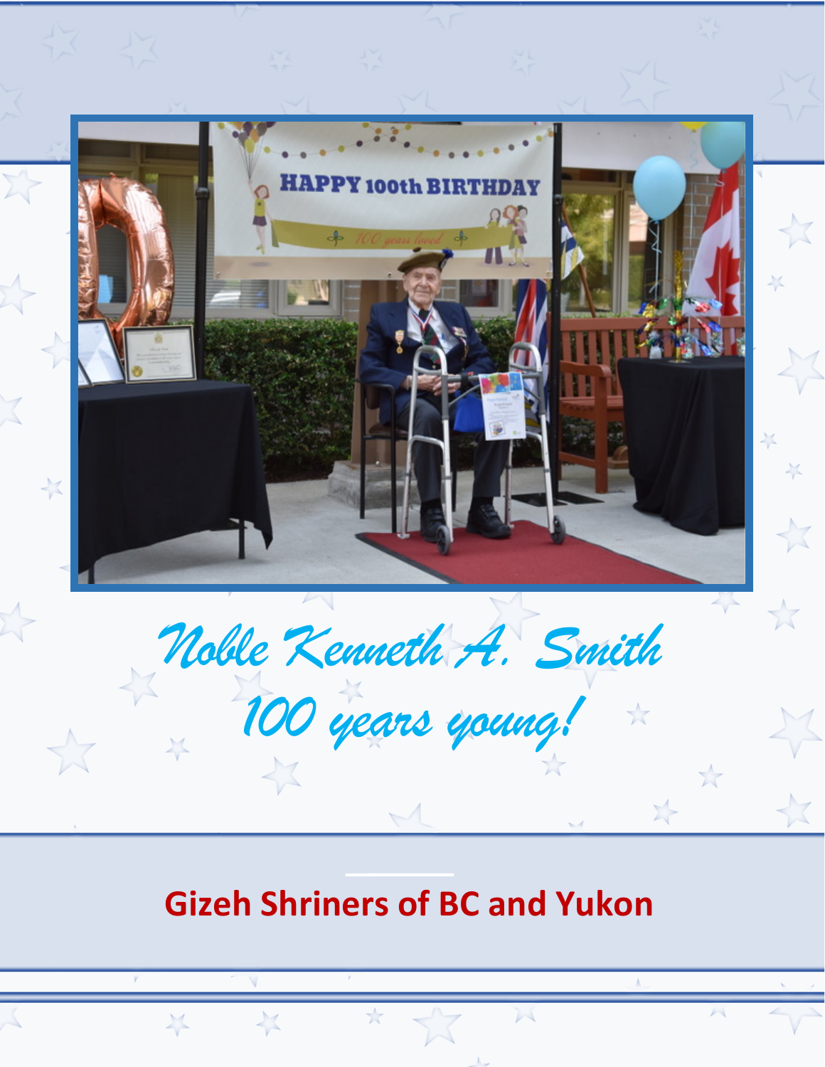# *Noble Kenneth A. Smith*
# *100 years young!*

**Gizeh Shriners of BC and Yukon**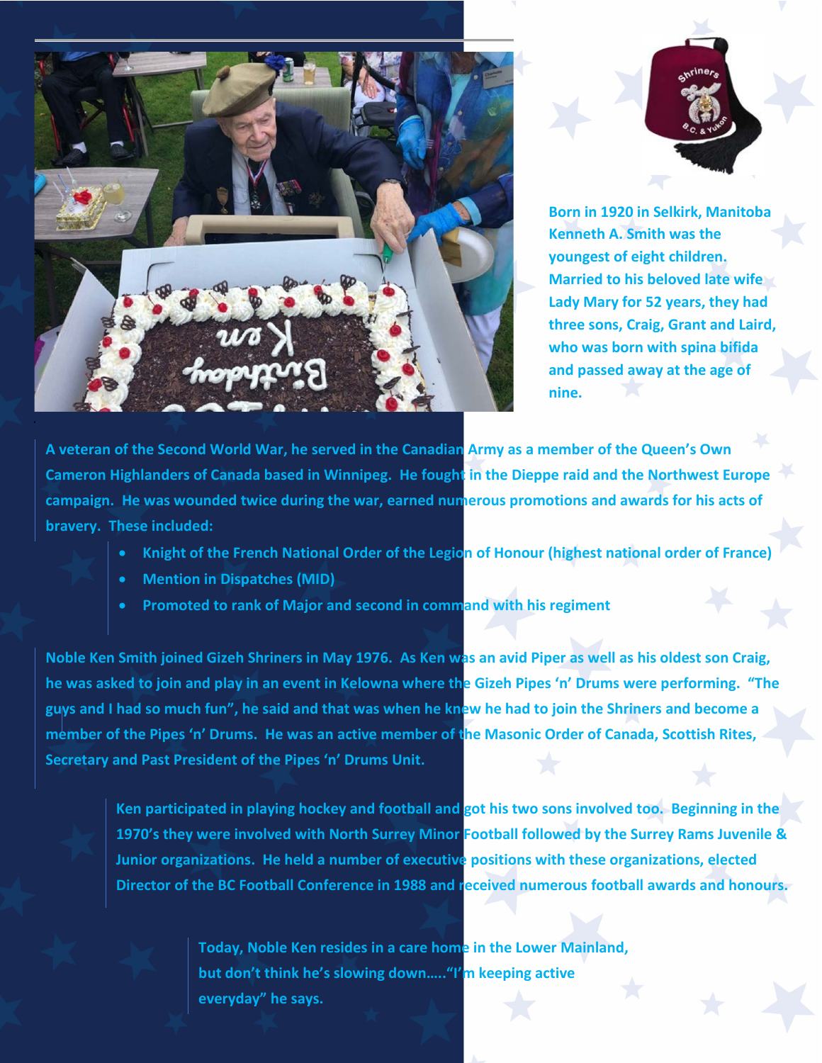Born in 1920 in Selkirk, Manitoba Kenneth A. Smith was the youngest of eight children. Married to his beloved late wife Lady Mary for 52 years, they had three sons, Craig, Grant and Laird, who was born with spina bifida and passed away at the age of nine.

A veteran of the Second World War, he served in the Canadian Army as a member of the Queen's Own Cameron Highlanders of Canada based in Winnipeg. He fought in the Dieppe raid and the Northwest Europe campaign. He was wounded twice during the war, earned numerous promotions and awards for his acts of bravery. These included:

- Knight of the French National Order of the Legion of Honour (highest national order of France)
- Mention in Dispatches (MID)
- Promoted to rank of Major and second in command with his regiment

Noble Ken Smith joined Gizeh Shriners in May 1976. As Ken was an avid Piper as well as his oldest son Craig, he was asked to join and play in an event in Kelowna where the Gizeh Pipes 'n' Drums were performing. "The guys and I had so much fun", he said and that was when he knew he had to join the Shriners and become a member of the Pipes 'n' Drums. He was an active member of the Masonic Order of Canada, Scottish Rites, Secretary and Past President of the Pipes 'n' Drums Unit.

Ken participated in playing hockey and football and got his two sons involved too. Beginning in the 1970's they were involved with North Surrey Minor Football followed by the Surrey Rams Juvenile & Junior organizations. He held a number of executive positions with these organizations, elected Director of the BC Football Conference in 1988 and received numerous football awards and honours.

Today, Noble Ken resides in a care home in the Lower Mainland, but don't think he's slowing down….."I'm keeping active everyday" he says.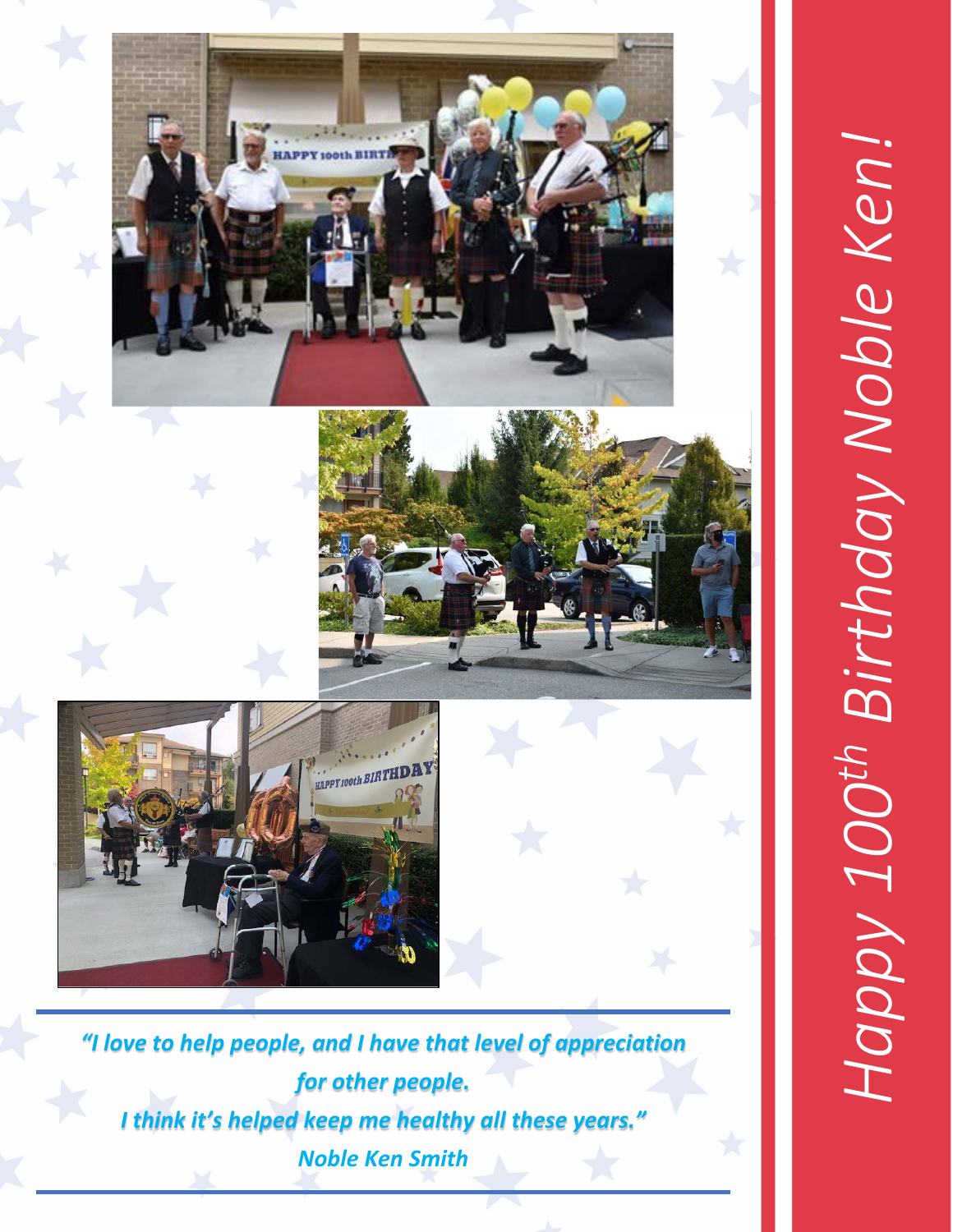# Happy 100th Birthday Noble Ken!

***"I love to help people, and I have that level of appreciation for other people.***
***I think it's helped keep me healthy all these years."***
***Noble Ken Smith***